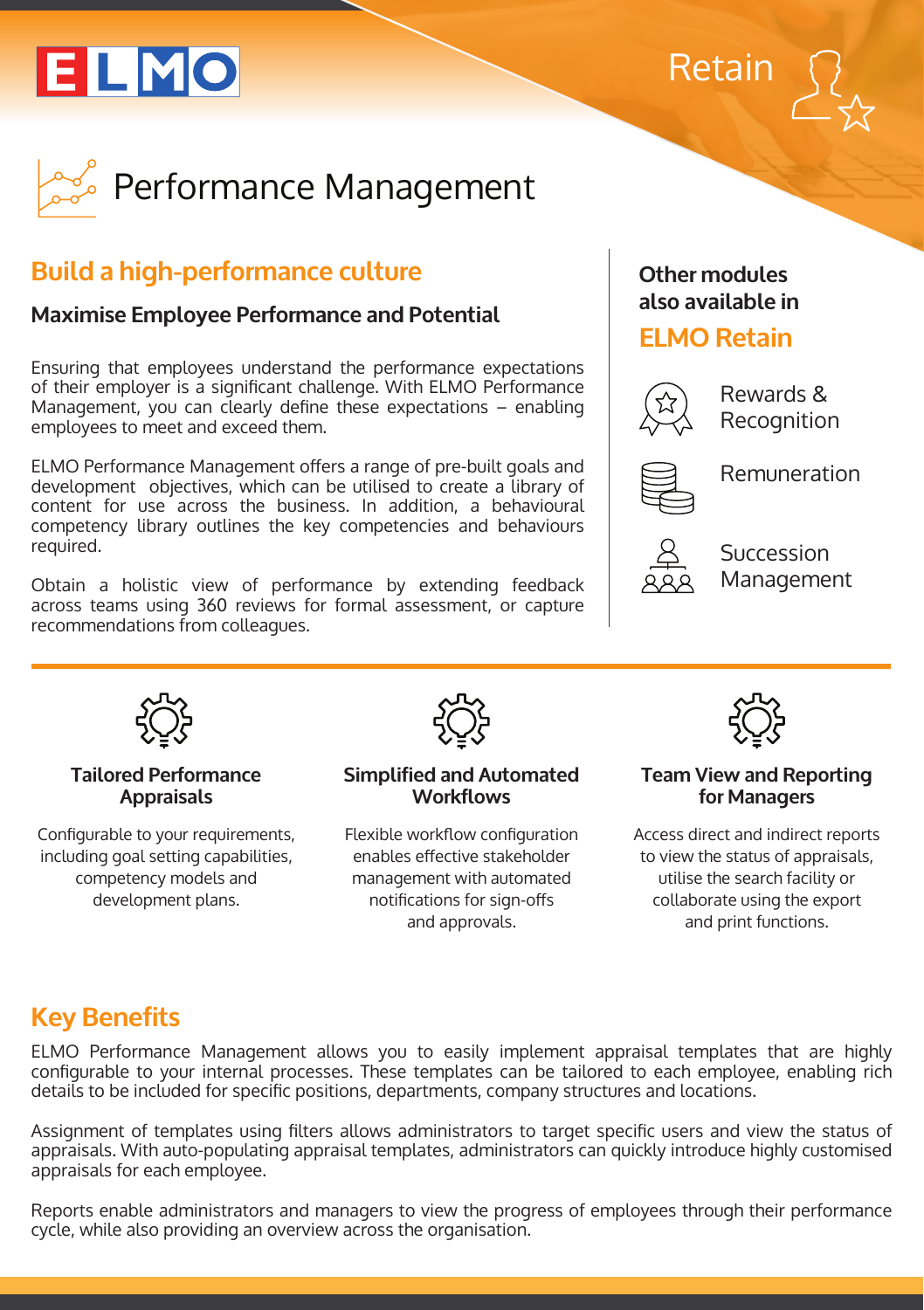ELMO

Retain

# Performance Management

## Build a high-performance culture

### Maximise Employee Performance and Potential

Ensuring that employees understand the performance expectations of their employer is a significant challenge. With ELMO Performance Management, you can clearly define these expectations – enabling employees to meet and exceed them.

ELMO Performance Management offers a range of pre-built goals and development objectives, which can be utilised to create a library of content for use across the business. In addition, a behavioural competency library outlines the key competencies and behaviours required.

Obtain a holistic view of performance by extending feedback across teams using 360 reviews for formal assessment, or capture recommendations from colleagues.

**Other modules also available in**

## ELMO Retain

- Rewards & Recognition
- Remuneration
- Succession Management

### Tailored Performance Appraisals

Configurable to your requirements, including goal setting capabilities, competency models and development plans.

### Simplified and Automated Workflows

Flexible workflow configuration enables effective stakeholder management with automated notifications for sign-offs and approvals.

### Team View and Reporting for Managers

Access direct and indirect reports to view the status of appraisals, utilise the search facility or collaborate using the export and print functions.

## Key Benefits

ELMO Performance Management allows you to easily implement appraisal templates that are highly configurable to your internal processes. These templates can be tailored to each employee, enabling rich details to be included for specific positions, departments, company structures and locations.

Assignment of templates using filters allows administrators to target specific users and view the status of appraisals. With auto-populating appraisal templates, administrators can quickly introduce highly customised appraisals for each employee.

Reports enable administrators and managers to view the progress of employees through their performance cycle, while also providing an overview across the organisation.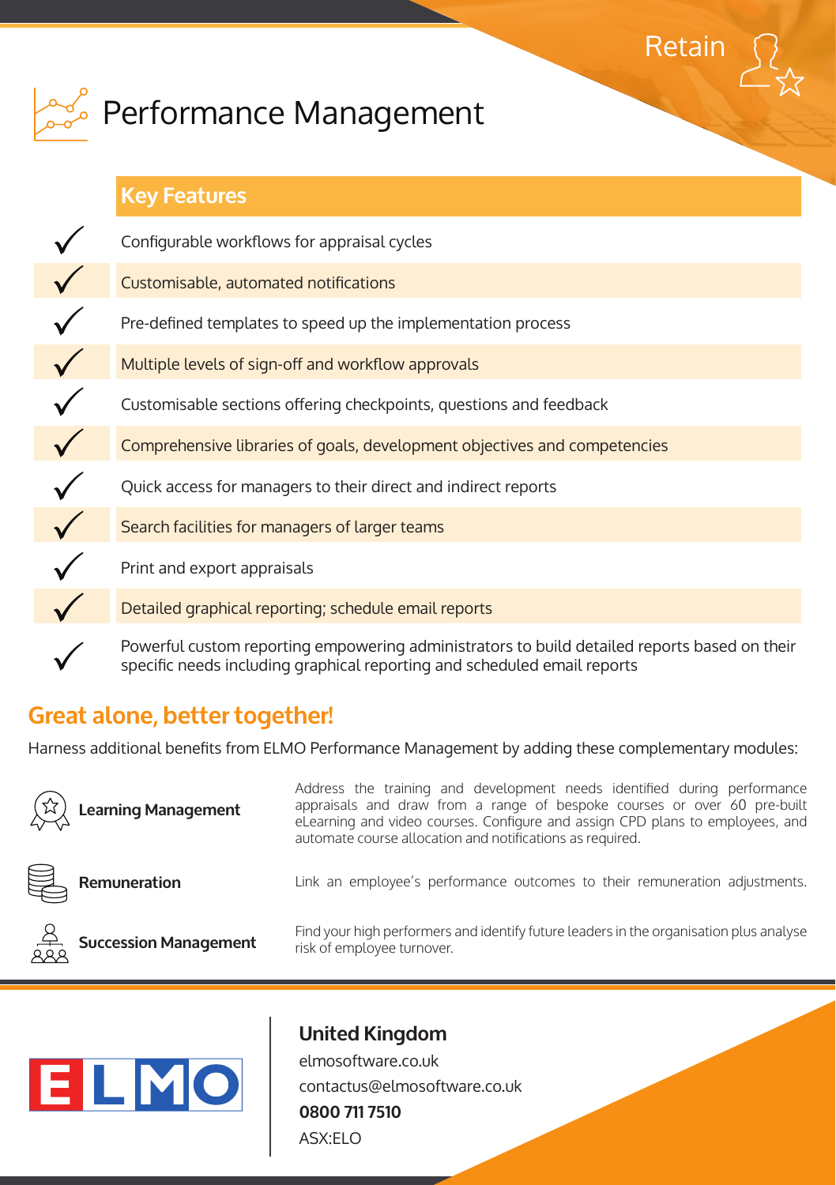Retain

# Performance Management

## Key Features

- ✓ Configurable workflows for appraisal cycles
- ✓ Customisable, automated notifications
- ✓ Pre-defined templates to speed up the implementation process
- ✓ Multiple levels of sign-off and workflow approvals
- ✓ Customisable sections offering checkpoints, questions and feedback
- ✓ Comprehensive libraries of goals, development objectives and competencies
- ✓ Quick access for managers to their direct and indirect reports
- ✓ Search facilities for managers of larger teams
- ✓ Print and export appraisals
- ✓ Detailed graphical reporting; schedule email reports
- ✓ Powerful custom reporting empowering administrators to build detailed reports based on their specific needs including graphical reporting and scheduled email reports

## Great alone, better together!

Harness additional benefits from ELMO Performance Management by adding these complementary modules:

**Learning Management**

Address the training and development needs identified during performance appraisals and draw from a range of bespoke courses or over 60 pre-built eLearning and video courses. Configure and assign CPD plans to employees, and automate course allocation and notifications as required.

**Remuneration**

Link an employee's performance outcomes to their remuneration adjustments.

**Succession Management**

Find your high performers and identify future leaders in the organisation plus analyse risk of employee turnover.

ELMO

**United Kingdom**

elmosoftware.co.uk

contactus@elmosoftware.co.uk

**0800 711 7510**

ASX:ELO